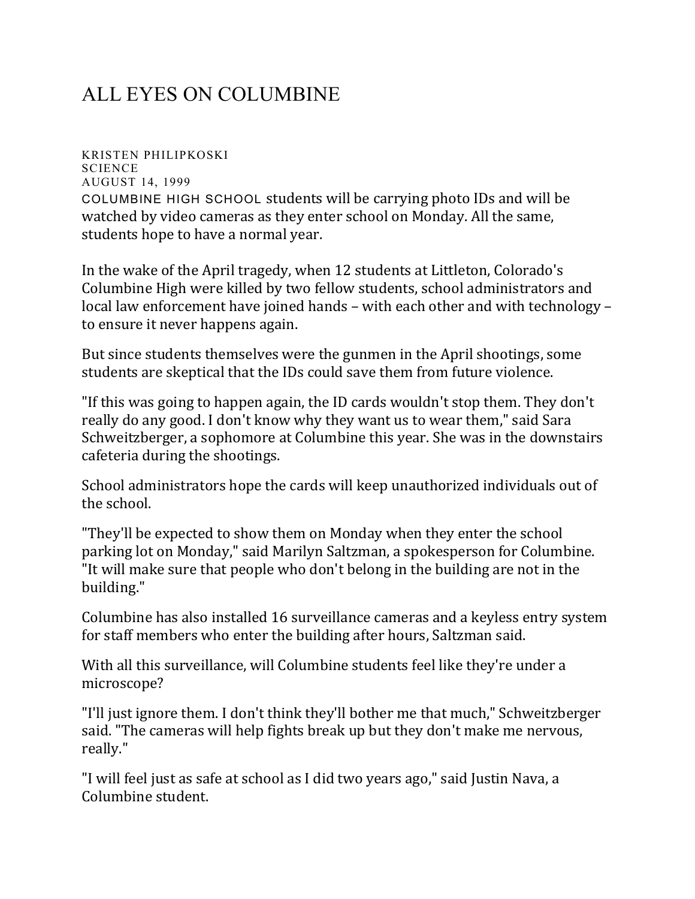# ALL EYES ON COLUMBINE

KRISTEN PHILIPKOSKI
SCIENCE
AUGUST 14, 1999

COLUMBINE HIGH SCHOOL students will be carrying photo IDs and will be watched by video cameras as they enter school on Monday. All the same, students hope to have a normal year.

In the wake of the April tragedy, when 12 students at Littleton, Colorado's Columbine High were killed by two fellow students, school administrators and local law enforcement have joined hands – with each other and with technology – to ensure it never happens again.

But since students themselves were the gunmen in the April shootings, some students are skeptical that the IDs could save them from future violence.

"If this was going to happen again, the ID cards wouldn't stop them. They don't really do any good. I don't know why they want us to wear them," said Sara Schweitzberger, a sophomore at Columbine this year. She was in the downstairs cafeteria during the shootings.

School administrators hope the cards will keep unauthorized individuals out of the school.

"They'll be expected to show them on Monday when they enter the school parking lot on Monday," said Marilyn Saltzman, a spokesperson for Columbine. "It will make sure that people who don't belong in the building are not in the building."

Columbine has also installed 16 surveillance cameras and a keyless entry system for staff members who enter the building after hours, Saltzman said.

With all this surveillance, will Columbine students feel like they're under a microscope?

"I'll just ignore them. I don't think they'll bother me that much," Schweitzberger said. "The cameras will help fights break up but they don't make me nervous, really."

"I will feel just as safe at school as I did two years ago," said Justin Nava, a Columbine student.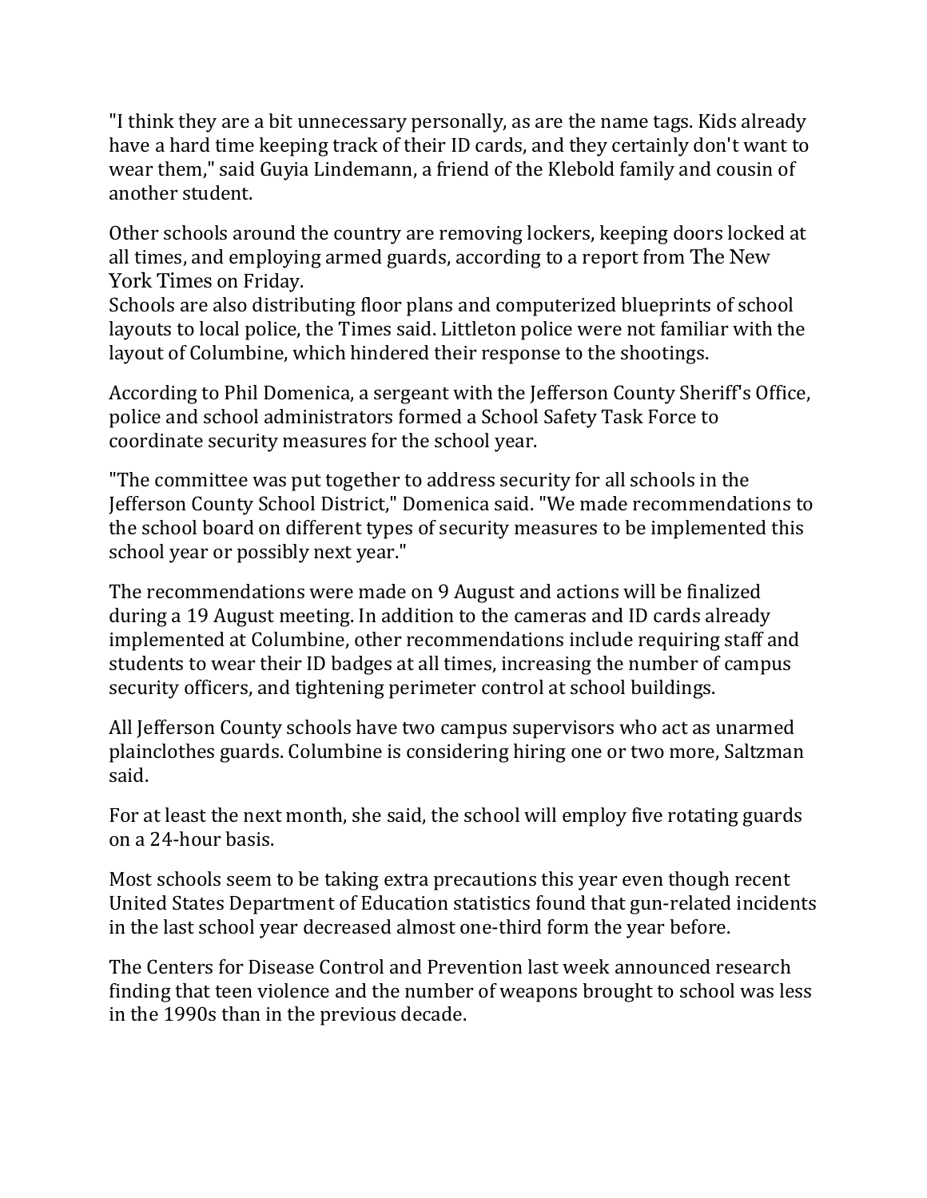"I think they are a bit unnecessary personally, as are the name tags. Kids already have a hard time keeping track of their ID cards, and they certainly don't want to wear them," said Guyia Lindemann, a friend of the Klebold family and cousin of another student.

Other schools around the country are removing lockers, keeping doors locked at all times, and employing armed guards, according to a report from The New York Times on Friday.
Schools are also distributing floor plans and computerized blueprints of school layouts to local police, the Times said. Littleton police were not familiar with the layout of Columbine, which hindered their response to the shootings.

According to Phil Domenica, a sergeant with the Jefferson County Sheriff's Office, police and school administrators formed a School Safety Task Force to coordinate security measures for the school year.

"The committee was put together to address security for all schools in the Jefferson County School District," Domenica said. "We made recommendations to the school board on different types of security measures to be implemented this school year or possibly next year."

The recommendations were made on 9 August and actions will be finalized during a 19 August meeting. In addition to the cameras and ID cards already implemented at Columbine, other recommendations include requiring staff and students to wear their ID badges at all times, increasing the number of campus security officers, and tightening perimeter control at school buildings.

All Jefferson County schools have two campus supervisors who act as unarmed plainclothes guards. Columbine is considering hiring one or two more, Saltzman said.

For at least the next month, she said, the school will employ five rotating guards on a 24-hour basis.

Most schools seem to be taking extra precautions this year even though recent United States Department of Education statistics found that gun-related incidents in the last school year decreased almost one-third form the year before.

The Centers for Disease Control and Prevention last week announced research finding that teen violence and the number of weapons brought to school was less in the 1990s than in the previous decade.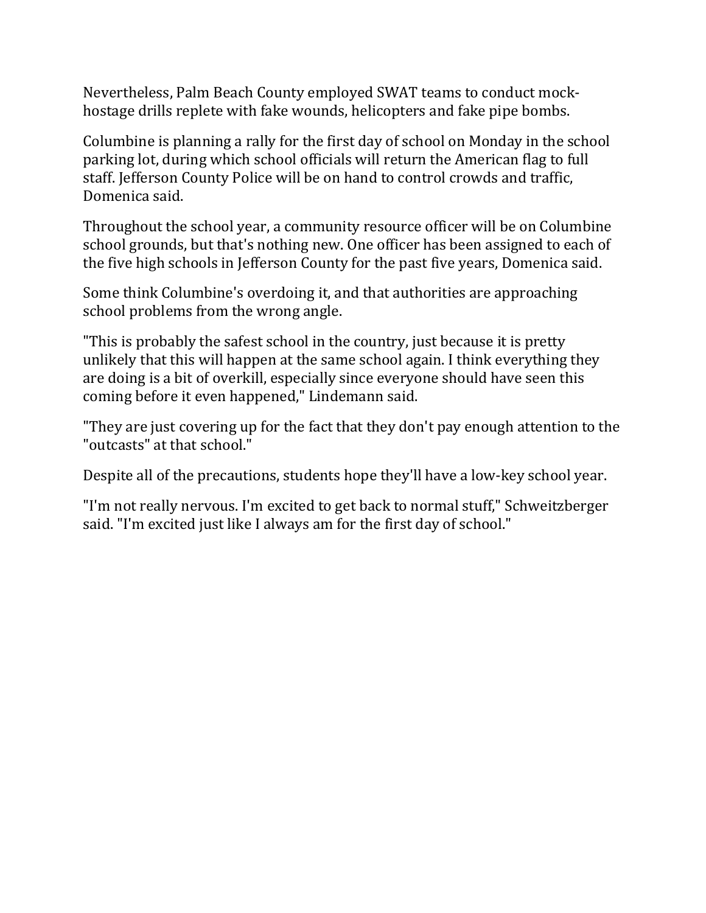Nevertheless, Palm Beach County employed SWAT teams to conduct mock-hostage drills replete with fake wounds, helicopters and fake pipe bombs.

Columbine is planning a rally for the first day of school on Monday in the school parking lot, during which school officials will return the American flag to full staff. Jefferson County Police will be on hand to control crowds and traffic, Domenica said.

Throughout the school year, a community resource officer will be on Columbine school grounds, but that's nothing new. One officer has been assigned to each of the five high schools in Jefferson County for the past five years, Domenica said.

Some think Columbine's overdoing it, and that authorities are approaching school problems from the wrong angle.

"This is probably the safest school in the country, just because it is pretty unlikely that this will happen at the same school again. I think everything they are doing is a bit of overkill, especially since everyone should have seen this coming before it even happened," Lindemann said.

"They are just covering up for the fact that they don't pay enough attention to the "outcasts" at that school."

Despite all of the precautions, students hope they'll have a low-key school year.

"I'm not really nervous. I'm excited to get back to normal stuff," Schweitzberger said. "I'm excited just like I always am for the first day of school."